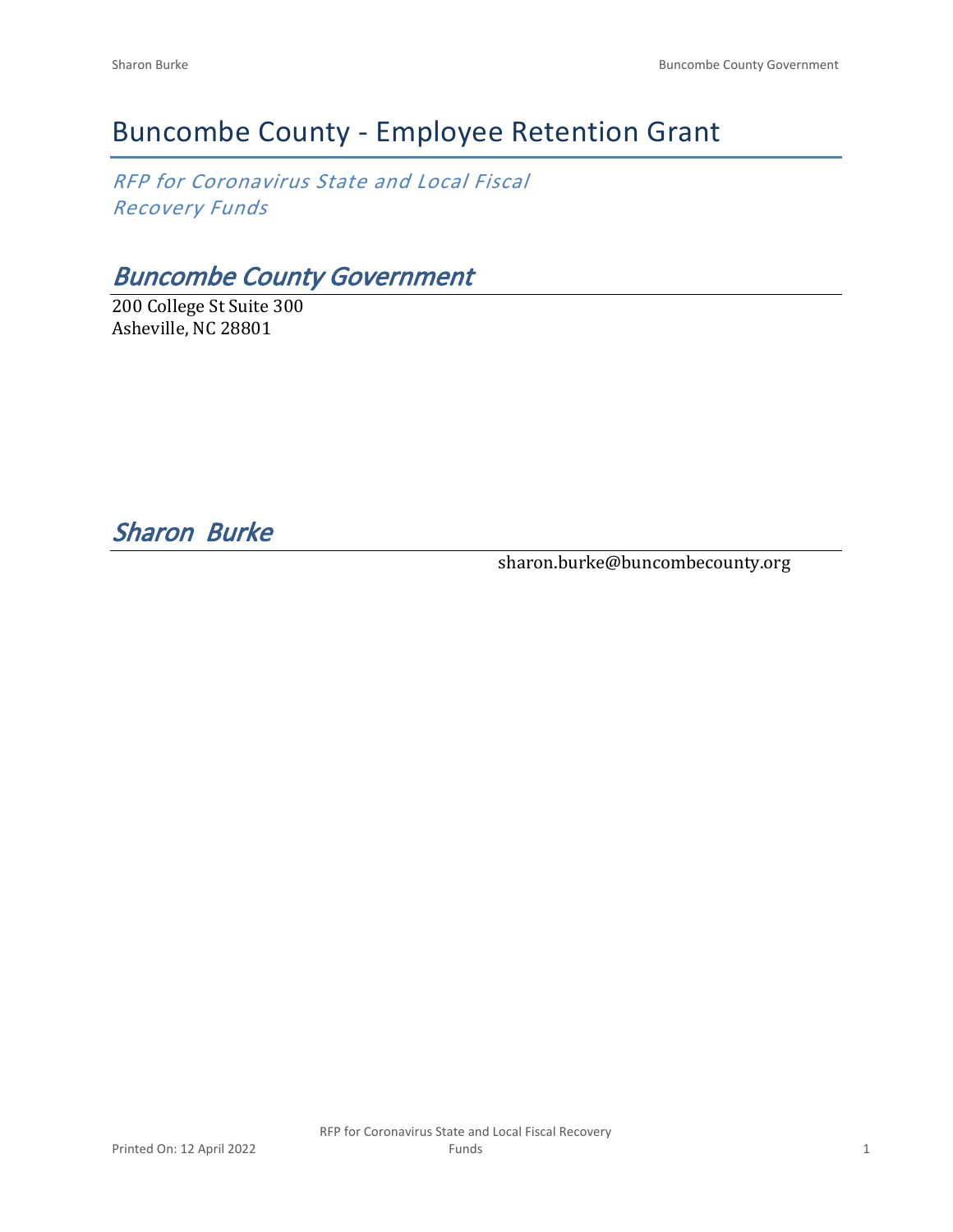# Buncombe County - Employee Retention Grant

*RFP for Coronavirus State and Local Fiscal Recovery Funds*

## *Buncombe County Government*

200 College St Suite 300
Asheville, NC 28801

## *Sharon Burke*

sharon.burke@buncombecounty.org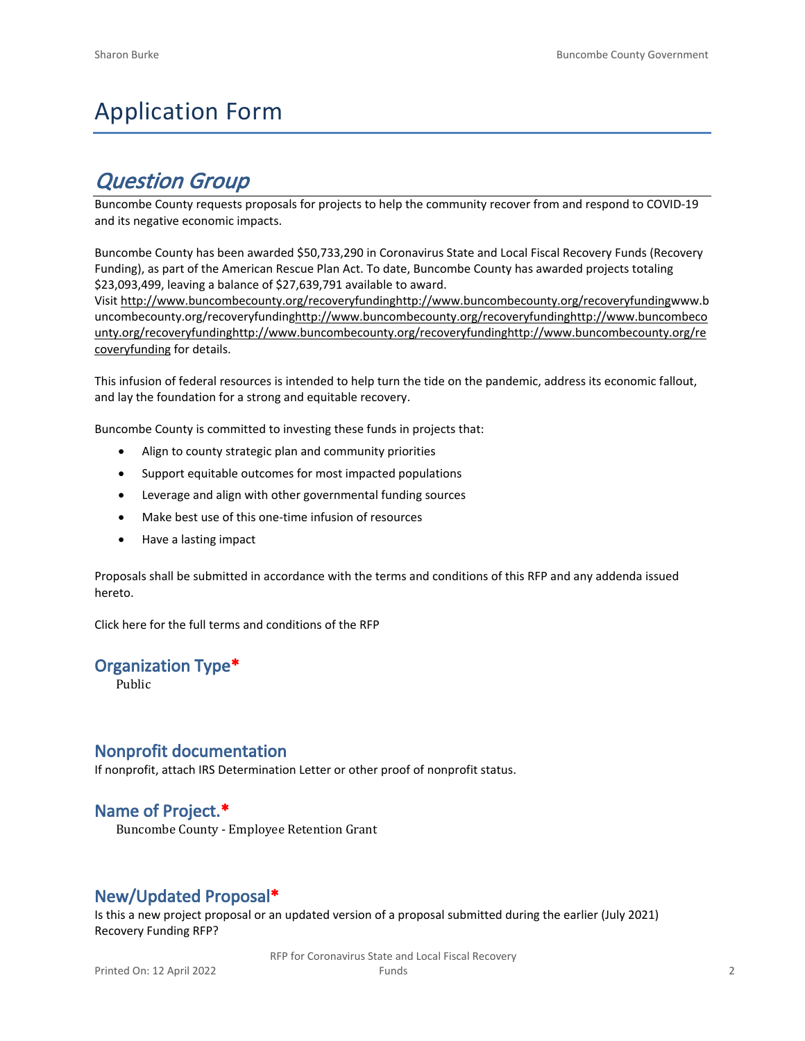# Application Form

## *Question Group*

Buncombe County requests proposals for projects to help the community recover from and respond to COVID-19 and its negative economic impacts.

Buncombe County has been awarded $50,733,290 in Coronavirus State and Local Fiscal Recovery Funds (Recovery Funding), as part of the American Rescue Plan Act. To date, Buncombe County has awarded projects totaling $23,093,499, leaving a balance of $27,639,791 available to award.
Visit http://www.buncombecounty.org/recoveryfundinghttp://www.buncombecounty.org/recoveryfundingwww.buncombecounty.org/recoveryfundinghttp://www.buncombecounty.org/recoveryfundinghttp://www.buncombecounty.org/recoveryfundinghttp://www.buncombecounty.org/recoveryfundinghttp://www.buncombecounty.org/recoveryfunding for details.

This infusion of federal resources is intended to help turn the tide on the pandemic, address its economic fallout, and lay the foundation for a strong and equitable recovery.

Buncombe County is committed to investing these funds in projects that:

- Align to county strategic plan and community priorities
- Support equitable outcomes for most impacted populations
- Leverage and align with other governmental funding sources
- Make best use of this one-time infusion of resources
- Have a lasting impact

Proposals shall be submitted in accordance with the terms and conditions of this RFP and any addenda issued hereto.

Click here for the full terms and conditions of the RFP

### Organization Type*

Public

### Nonprofit documentation

If nonprofit, attach IRS Determination Letter or other proof of nonprofit status.

### Name of Project.*

Buncombe County - Employee Retention Grant

### New/Updated Proposal*

Is this a new project proposal or an updated version of a proposal submitted during the earlier (July 2021) Recovery Funding RFP?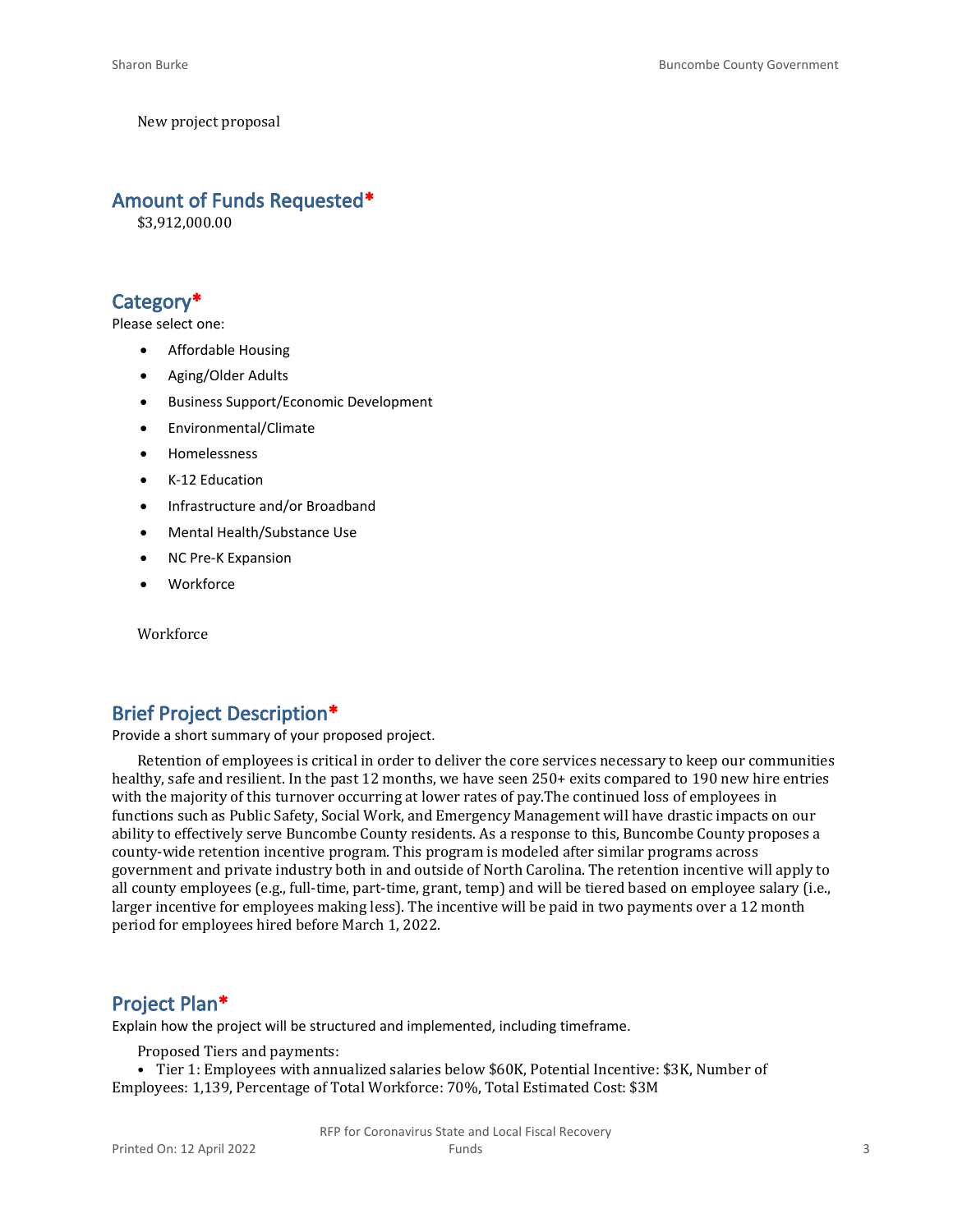New project proposal

## Amount of Funds Requested*

$3,912,000.00

## Category*

Please select one:

- Affordable Housing
- Aging/Older Adults
- Business Support/Economic Development
- Environmental/Climate
- Homelessness
- K-12 Education
- Infrastructure and/or Broadband
- Mental Health/Substance Use
- NC Pre-K Expansion
- Workforce

Workforce

## Brief Project Description*

Provide a short summary of your proposed project.

Retention of employees is critical in order to deliver the core services necessary to keep our communities healthy, safe and resilient. In the past 12 months, we have seen 250+ exits compared to 190 new hire entries with the majority of this turnover occurring at lower rates of pay.The continued loss of employees in functions such as Public Safety, Social Work, and Emergency Management will have drastic impacts on our ability to effectively serve Buncombe County residents. As a response to this, Buncombe County proposes a county-wide retention incentive program. This program is modeled after similar programs across government and private industry both in and outside of North Carolina. The retention incentive will apply to all county employees (e.g., full-time, part-time, grant, temp) and will be tiered based on employee salary (i.e., larger incentive for employees making less). The incentive will be paid in two payments over a 12 month period for employees hired before March 1, 2022.

## Project Plan*

Explain how the project will be structured and implemented, including timeframe.

Proposed Tiers and payments:

• Tier 1: Employees with annualized salaries below $60K, Potential Incentive: $3K, Number of Employees: 1,139, Percentage of Total Workforce: 70%, Total Estimated Cost: $3M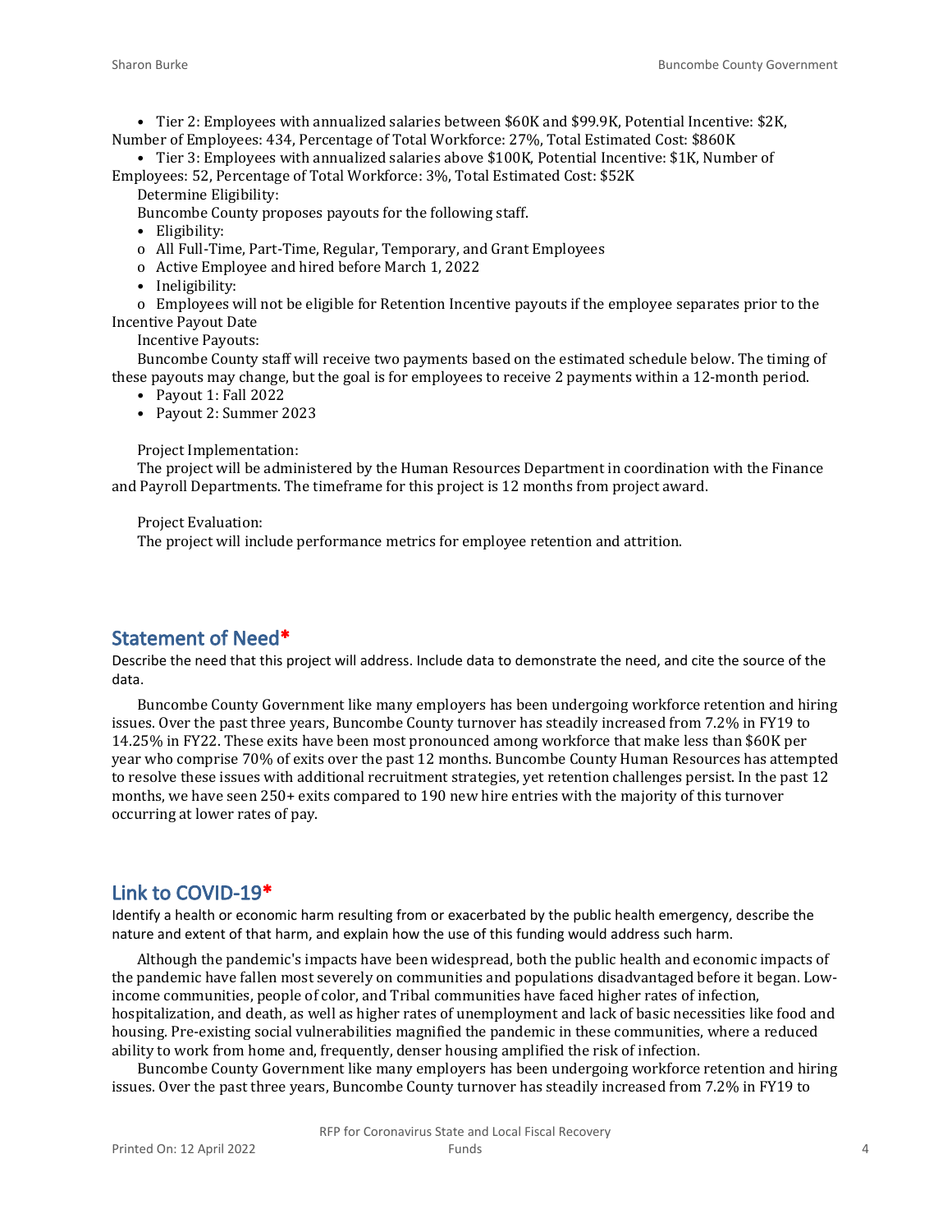- Tier 2: Employees with annualized salaries between $60K and $99.9K, Potential Incentive: $2K, Number of Employees: 434, Percentage of Total Workforce: 27%, Total Estimated Cost: $860K
- Tier 3: Employees with annualized salaries above $100K, Potential Incentive: $1K, Number of Employees: 52, Percentage of Total Workforce: 3%, Total Estimated Cost: $52K

Determine Eligibility:

Buncombe County proposes payouts for the following staff.

- Eligibility:
  - o All Full-Time, Part-Time, Regular, Temporary, and Grant Employees
  - o Active Employee and hired before March 1, 2022
- Ineligibility:
  - o Employees will not be eligible for Retention Incentive payouts if the employee separates prior to the Incentive Payout Date

Incentive Payouts:

Buncombe County staff will receive two payments based on the estimated schedule below. The timing of these payouts may change, but the goal is for employees to receive 2 payments within a 12-month period.

- Payout 1: Fall 2022
- Payout 2: Summer 2023

Project Implementation:

The project will be administered by the Human Resources Department in coordination with the Finance and Payroll Departments. The timeframe for this project is 12 months from project award.

Project Evaluation:

The project will include performance metrics for employee retention and attrition.

## Statement of Need*

Describe the need that this project will address. Include data to demonstrate the need, and cite the source of the data.

Buncombe County Government like many employers has been undergoing workforce retention and hiring issues. Over the past three years, Buncombe County turnover has steadily increased from 7.2% in FY19 to 14.25% in FY22. These exits have been most pronounced among workforce that make less than $60K per year who comprise 70% of exits over the past 12 months. Buncombe County Human Resources has attempted to resolve these issues with additional recruitment strategies, yet retention challenges persist. In the past 12 months, we have seen 250+ exits compared to 190 new hire entries with the majority of this turnover occurring at lower rates of pay.

## Link to COVID-19*

Identify a health or economic harm resulting from or exacerbated by the public health emergency, describe the nature and extent of that harm, and explain how the use of this funding would address such harm.

Although the pandemic's impacts have been widespread, both the public health and economic impacts of the pandemic have fallen most severely on communities and populations disadvantaged before it began. Low-income communities, people of color, and Tribal communities have faced higher rates of infection, hospitalization, and death, as well as higher rates of unemployment and lack of basic necessities like food and housing. Pre-existing social vulnerabilities magnified the pandemic in these communities, where a reduced ability to work from home and, frequently, denser housing amplified the risk of infection.

Buncombe County Government like many employers has been undergoing workforce retention and hiring issues. Over the past three years, Buncombe County turnover has steadily increased from 7.2% in FY19 to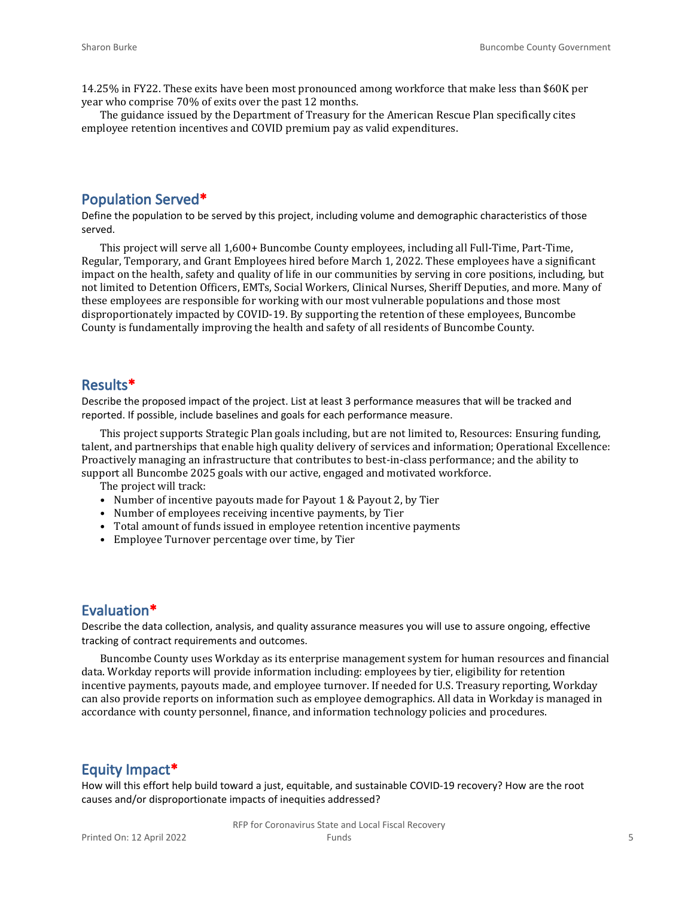14.25% in FY22. These exits have been most pronounced among workforce that make less than $60K per year who comprise 70% of exits over the past 12 months.

The guidance issued by the Department of Treasury for the American Rescue Plan specifically cites employee retention incentives and COVID premium pay as valid expenditures.

## Population Served*

Define the population to be served by this project, including volume and demographic characteristics of those served.

This project will serve all 1,600+ Buncombe County employees, including all Full-Time, Part-Time, Regular, Temporary, and Grant Employees hired before March 1, 2022. These employees have a significant impact on the health, safety and quality of life in our communities by serving in core positions, including, but not limited to Detention Officers, EMTs, Social Workers, Clinical Nurses, Sheriff Deputies, and more. Many of these employees are responsible for working with our most vulnerable populations and those most disproportionately impacted by COVID-19. By supporting the retention of these employees, Buncombe County is fundamentally improving the health and safety of all residents of Buncombe County.

## Results*

Describe the proposed impact of the project. List at least 3 performance measures that will be tracked and reported. If possible, include baselines and goals for each performance measure.

This project supports Strategic Plan goals including, but are not limited to, Resources: Ensuring funding, talent, and partnerships that enable high quality delivery of services and information; Operational Excellence: Proactively managing an infrastructure that contributes to best-in-class performance; and the ability to support all Buncombe 2025 goals with our active, engaged and motivated workforce.

The project will track:

- Number of incentive payouts made for Payout 1 & Payout 2, by Tier
- Number of employees receiving incentive payments, by Tier
- Total amount of funds issued in employee retention incentive payments
- Employee Turnover percentage over time, by Tier

## Evaluation*

Describe the data collection, analysis, and quality assurance measures you will use to assure ongoing, effective tracking of contract requirements and outcomes.

Buncombe County uses Workday as its enterprise management system for human resources and financial data. Workday reports will provide information including: employees by tier, eligibility for retention incentive payments, payouts made, and employee turnover. If needed for U.S. Treasury reporting, Workday can also provide reports on information such as employee demographics. All data in Workday is managed in accordance with county personnel, finance, and information technology policies and procedures.

## Equity Impact*

How will this effort help build toward a just, equitable, and sustainable COVID-19 recovery? How are the root causes and/or disproportionate impacts of inequities addressed?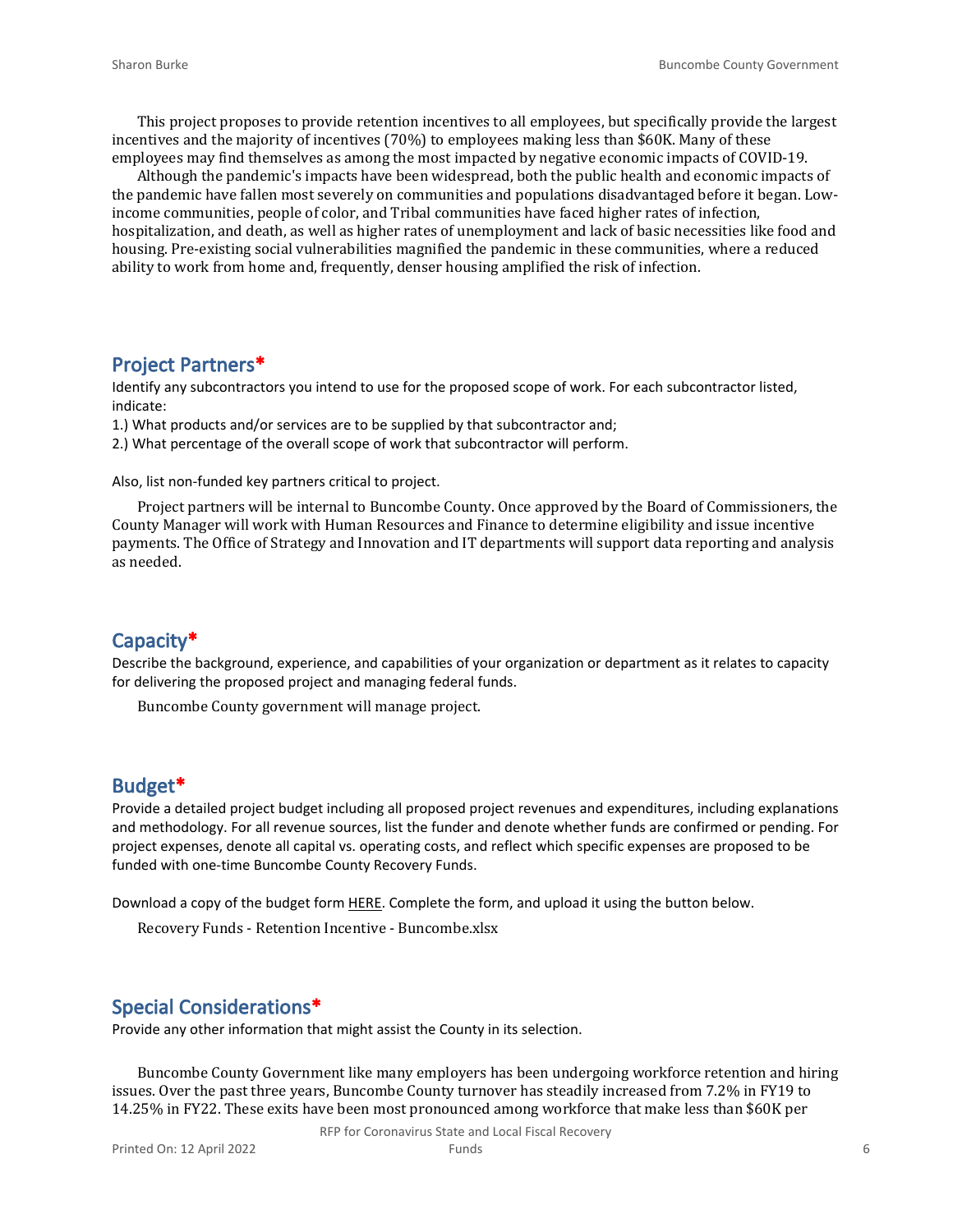This project proposes to provide retention incentives to all employees, but specifically provide the largest incentives and the majority of incentives (70%) to employees making less than $60K. Many of these employees may find themselves as among the most impacted by negative economic impacts of COVID-19.

Although the pandemic's impacts have been widespread, both the public health and economic impacts of the pandemic have fallen most severely on communities and populations disadvantaged before it began. Low-income communities, people of color, and Tribal communities have faced higher rates of infection, hospitalization, and death, as well as higher rates of unemployment and lack of basic necessities like food and housing. Pre-existing social vulnerabilities magnified the pandemic in these communities, where a reduced ability to work from home and, frequently, denser housing amplified the risk of infection.

## Project Partners*

Identify any subcontractors you intend to use for the proposed scope of work. For each subcontractor listed, indicate:

1.) What products and/or services are to be supplied by that subcontractor and;

2.) What percentage of the overall scope of work that subcontractor will perform.

Also, list non-funded key partners critical to project.

Project partners will be internal to Buncombe County. Once approved by the Board of Commissioners, the County Manager will work with Human Resources and Finance to determine eligibility and issue incentive payments. The Office of Strategy and Innovation and IT departments will support data reporting and analysis as needed.

## Capacity*

Describe the background, experience, and capabilities of your organization or department as it relates to capacity for delivering the proposed project and managing federal funds.

Buncombe County government will manage project.

## Budget*

Provide a detailed project budget including all proposed project revenues and expenditures, including explanations and methodology. For all revenue sources, list the funder and denote whether funds are confirmed or pending. For project expenses, denote all capital vs. operating costs, and reflect which specific expenses are proposed to be funded with one-time Buncombe County Recovery Funds.

Download a copy of the budget form HERE. Complete the form, and upload it using the button below.

Recovery Funds - Retention Incentive - Buncombe.xlsx

## Special Considerations*

Provide any other information that might assist the County in its selection.

Buncombe County Government like many employers has been undergoing workforce retention and hiring issues. Over the past three years, Buncombe County turnover has steadily increased from 7.2% in FY19 to 14.25% in FY22. These exits have been most pronounced among workforce that make less than $60K per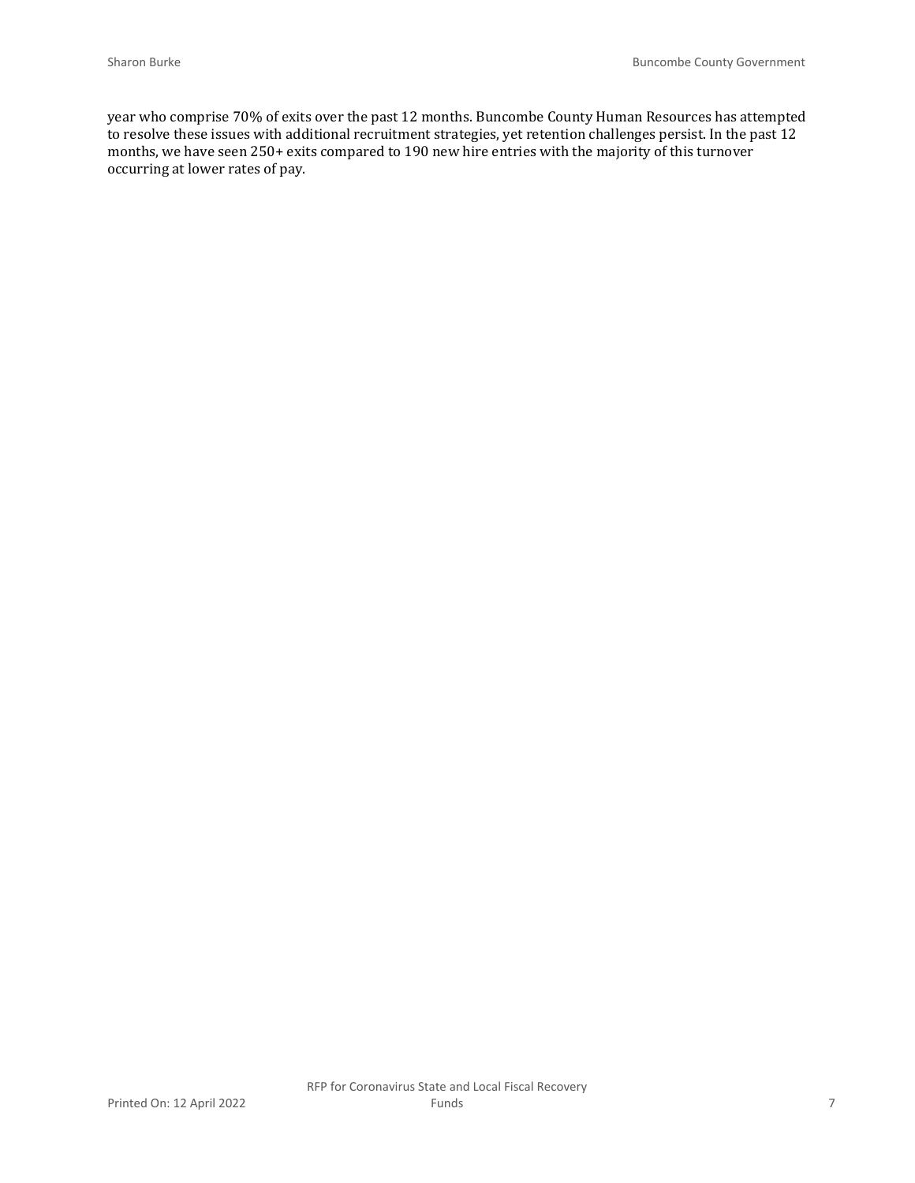year who comprise 70% of exits over the past 12 months. Buncombe County Human Resources has attempted to resolve these issues with additional recruitment strategies, yet retention challenges persist. In the past 12 months, we have seen 250+ exits compared to 190 new hire entries with the majority of this turnover occurring at lower rates of pay.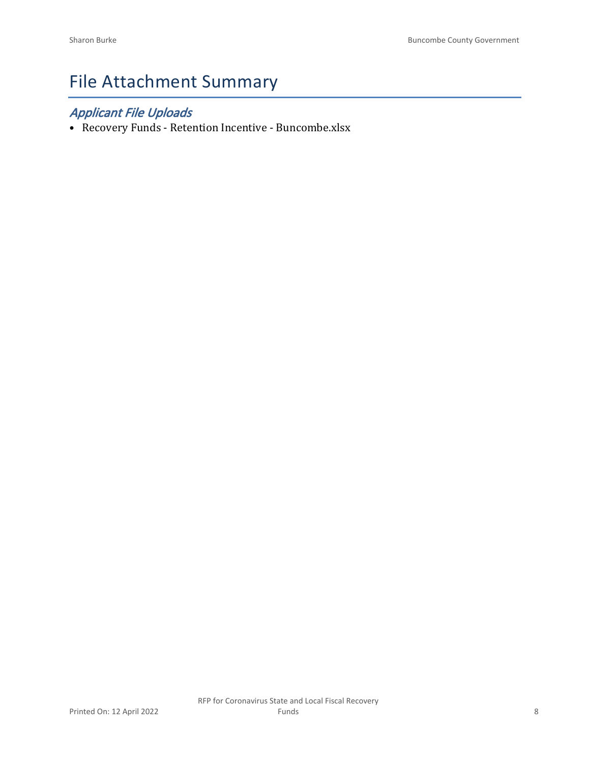# File Attachment Summary

## *Applicant File Uploads*

- Recovery Funds - Retention Incentive - Buncombe.xlsx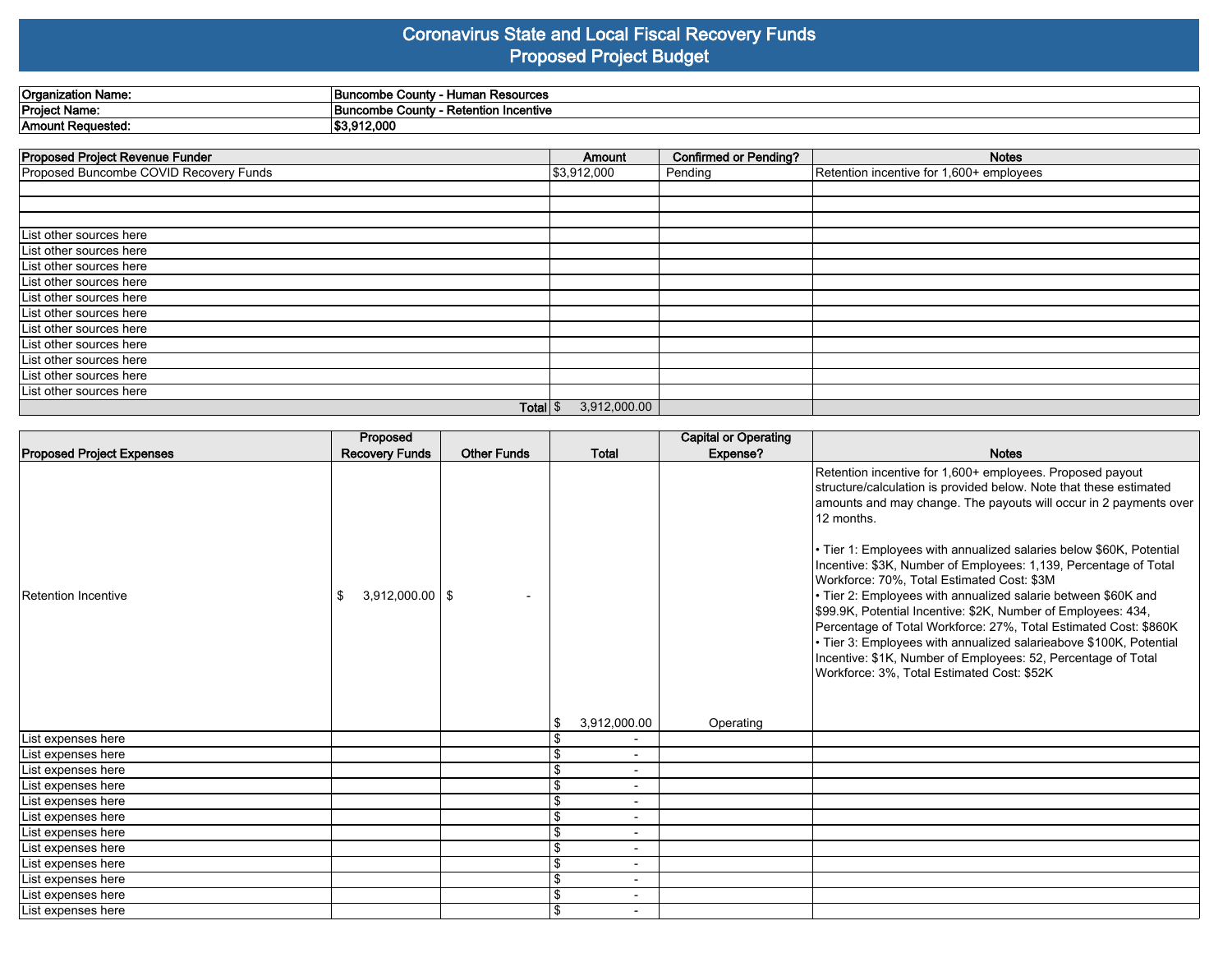# Coronavirus State and Local Fiscal Recovery Funds
## Proposed Project Budget

| | |
|---|---|
| **Organization Name:** | **Buncombe County - Human Resources** |
| **Project Name:** | **Buncombe County - Retention Incentive** |
| **Amount Requested:** | **$3,912,000** |

| Proposed Project Revenue Funder | Amount | Confirmed or Pending? | Notes |
|---|---|---|---|
| Proposed Buncombe COVID Recovery Funds | $3,912,000 | Pending | Retention incentive for 1,600+ employees |
| | | | |
| | | | |
| | | | |
| List other sources here | | | |
| List other sources here | | | |
| List other sources here | | | |
| List other sources here | | | |
| List other sources here | | | |
| List other sources here | | | |
| List other sources here | | | |
| List other sources here | | | |
| List other sources here | | | |
| List other sources here | | | |
| List other sources here | | | |
| Total | $ 3,912,000.00 | | |

| Proposed Project Expenses | Proposed Recovery Funds | Other Funds | Total | Capital or Operating Expense? | Notes |
|---|---|---|---|---|---|
| Retention Incentive | $ 3,912,000.00 | $ - | $ 3,912,000.00 | Operating | Retention incentive for 1,600+ employees. Proposed payout structure/calculation is provided below. Note that these estimated amounts and may change. The payouts will occur in 2 payments over 12 months.<br><br>• Tier 1: Employees with annualized salaries below $60K, Potential Incentive: $3K, Number of Employees: 1,139, Percentage of Total Workforce: 70%, Total Estimated Cost: $3M<br>• Tier 2: Employees with annualized salarie between $60K and $99.9K, Potential Incentive: $2K, Number of Employees: 434, Percentage of Total Workforce: 27%, Total Estimated Cost: $860K<br>• Tier 3: Employees with annualized salarieabove $100K, Potential Incentive: $1K, Number of Employees: 52, Percentage of Total Workforce: 3%, Total Estimated Cost: $52K |
| List expenses here | | | $ - | | |
| List expenses here | | | $ - | | |
| List expenses here | | | $ - | | |
| List expenses here | | | $ - | | |
| List expenses here | | | $ - | | |
| List expenses here | | | $ - | | |
| List expenses here | | | $ - | | |
| List expenses here | | | $ - | | |
| List expenses here | | | $ - | | |
| List expenses here | | | $ - | | |
| List expenses here | | | $ - | | |
| List expenses here | | | $ - | | |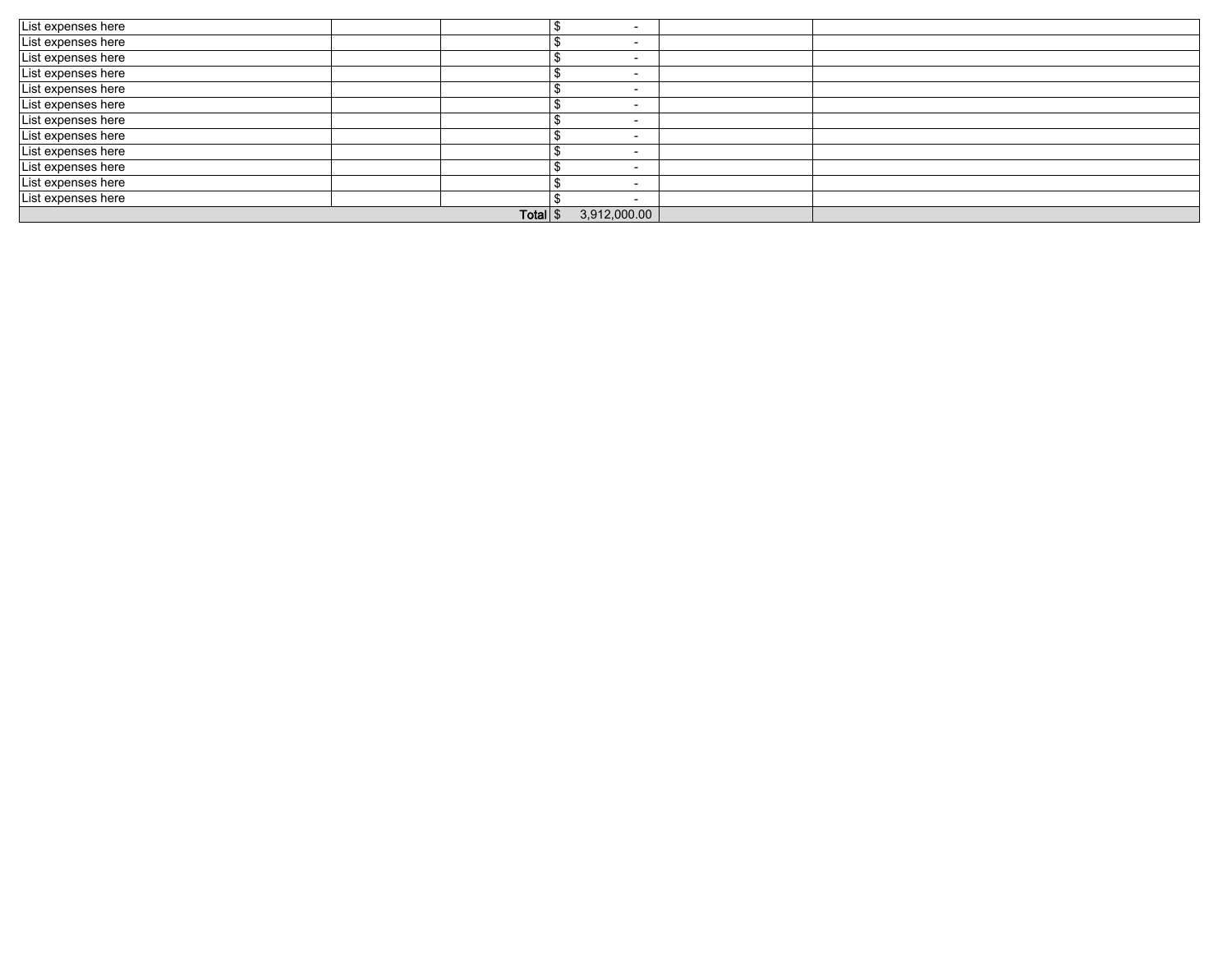| | | | | | |
|---|---|---|---|---|---|
| List expenses here | | | $ - | | |
| List expenses here | | | $ - | | |
| List expenses here | | | $ - | | |
| List expenses here | | | $ - | | |
| List expenses here | | | $ - | | |
| List expenses here | | | $ - | | |
| List expenses here | | | $ - | | |
| List expenses here | | | $ - | | |
| List expenses here | | | $ - | | |
| List expenses here | | | $ - | | |
| List expenses here | | | $ - | | |
| List expenses here | | | $ - | | |
| | | **Total** | $ 3,912,000.00 | | |